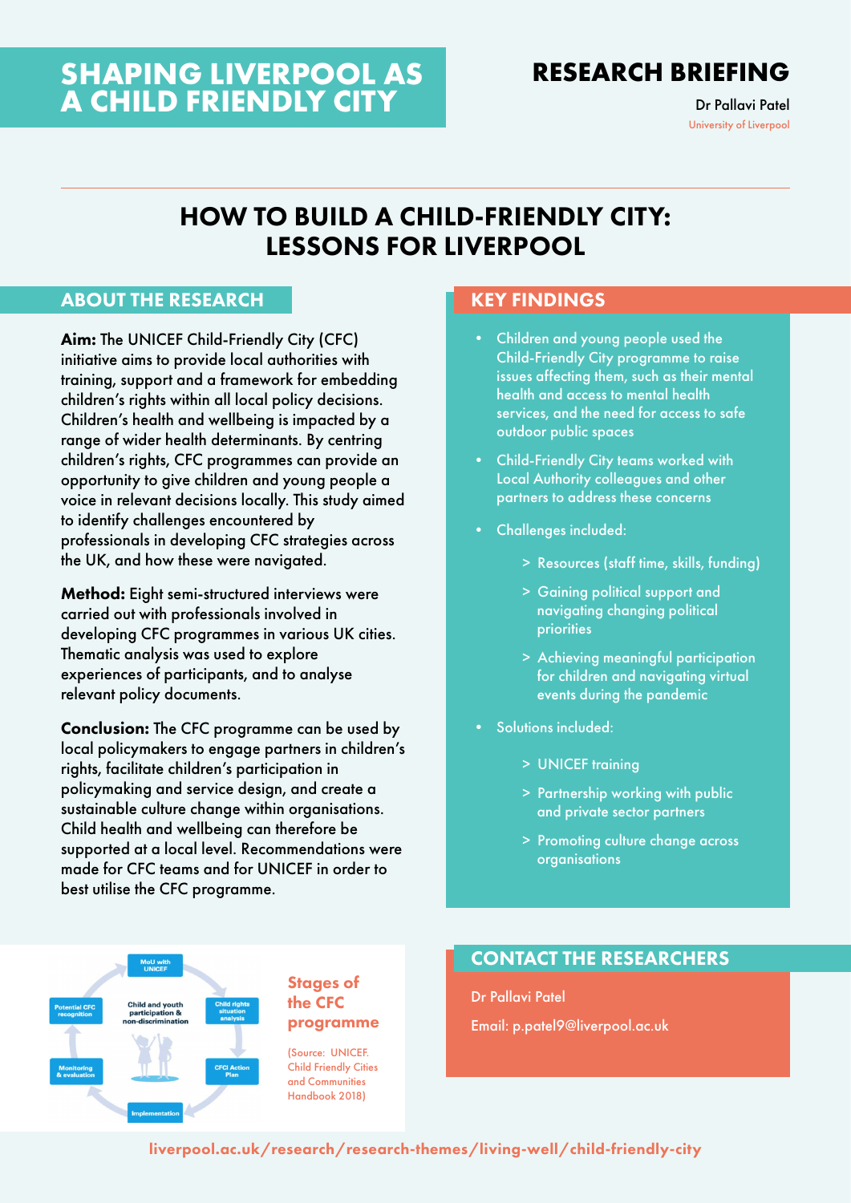# SHAPING LIVERPOOL AS A CHILD FRIENDLY CITY

**RESEARCH BRIEFING**

Dr Pallavi Patel
University of Liverpool

## HOW TO BUILD A CHILD-FRIENDLY CITY: LESSONS FOR LIVERPOOL

### ABOUT THE RESEARCH

**Aim:** The UNICEF Child-Friendly City (CFC) initiative aims to provide local authorities with training, support and a framework for embedding children's rights within all local policy decisions. Children's health and wellbeing is impacted by a range of wider health determinants. By centring children's rights, CFC programmes can provide an opportunity to give children and young people a voice in relevant decisions locally. This study aimed to identify challenges encountered by professionals in developing CFC strategies across the UK, and how these were navigated.

**Method:** Eight semi-structured interviews were carried out with professionals involved in developing CFC programmes in various UK cities. Thematic analysis was used to explore experiences of participants, and to analyse relevant policy documents.

**Conclusion:** The CFC programme can be used by local policymakers to engage partners in children's rights, facilitate children's participation in policymaking and service design, and create a sustainable culture change within organisations. Child health and wellbeing can therefore be supported at a local level. Recommendations were made for CFC teams and for UNICEF in order to best utilise the CFC programme.

### KEY FINDINGS

- Children and young people used the Child-Friendly City programme to raise issues affecting them, such as their mental health and access to mental health services, and the need for access to safe outdoor public spaces
- Child-Friendly City teams worked with Local Authority colleagues and other partners to address these concerns
- Challenges included:
  - Resources (staff time, skills, funding)
  - Gaining political support and navigating changing political priorities
  - Achieving meaningful participation for children and navigating virtual events during the pandemic
- Solutions included:
  - UNICEF training
  - Partnership working with public and private sector partners
  - Promoting culture change across organisations

MoU with UNICEF → Child rights situation analysis → CFCI Action Plan → Implementation → Monitoring & evaluation → Potential CFC recognition

Child and youth participation & non-discrimination

**Stages of the CFC programme**

(Source: UNICEF. Child Friendly Cities and Communities Handbook 2018)

### CONTACT THE RESEARCHERS

Dr Pallavi Patel

Email: p.patel9@liverpool.ac.uk

liverpool.ac.uk/research/research-themes/living-well/child-friendly-city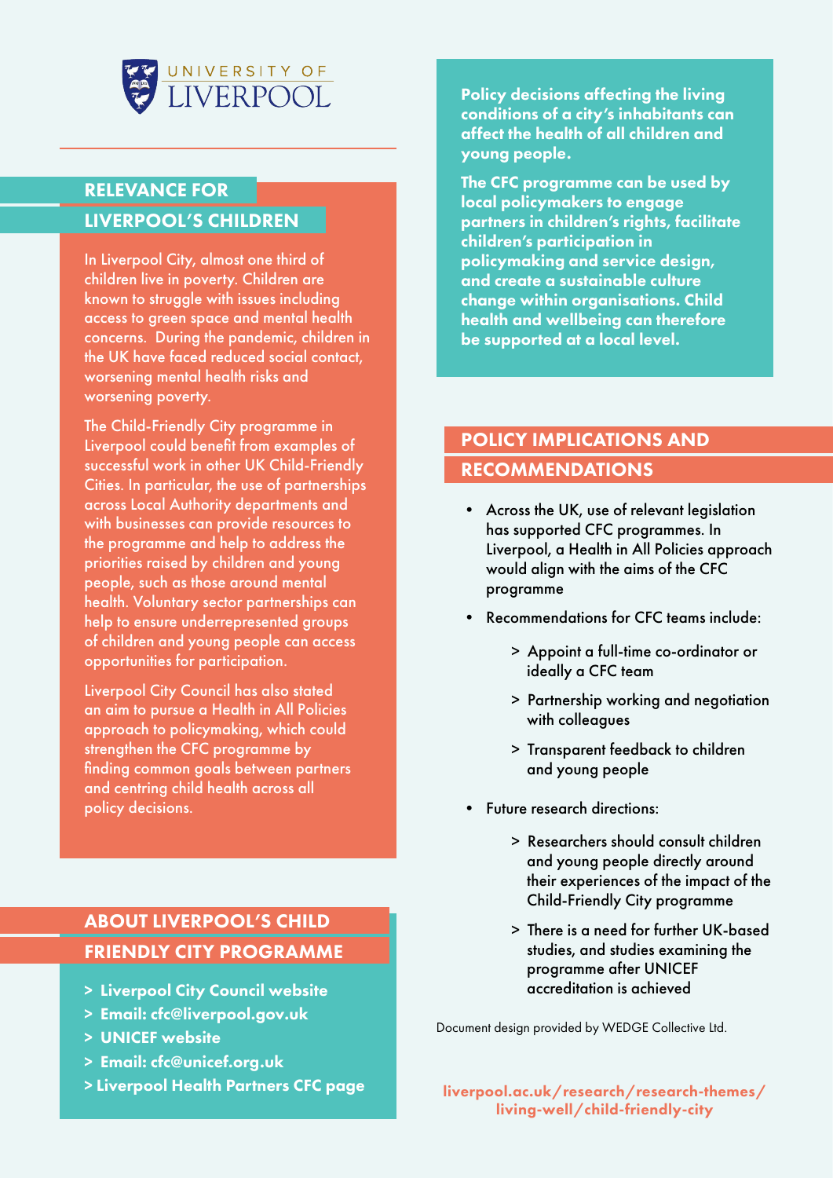UNIVERSITY OF LIVERPOOL

## RELEVANCE FOR LIVERPOOL'S CHILDREN

In Liverpool City, almost one third of children live in poverty. Children are known to struggle with issues including access to green space and mental health concerns. During the pandemic, children in the UK have faced reduced social contact, worsening mental health risks and worsening poverty.

The Child-Friendly City programme in Liverpool could benefit from examples of successful work in other UK Child-Friendly Cities. In particular, the use of partnerships across Local Authority departments and with businesses can provide resources to the programme and help to address the priorities raised by children and young people, such as those around mental health. Voluntary sector partnerships can help to ensure underrepresented groups of children and young people can access opportunities for participation.

Liverpool City Council has also stated an aim to pursue a Health in All Policies approach to policymaking, which could strengthen the CFC programme by finding common goals between partners and centring child health across all policy decisions.

## ABOUT LIVERPOOL'S CHILD FRIENDLY CITY PROGRAMME

- **Liverpool City Council website**
- **Email: cfc@liverpool.gov.uk**
- **UNICEF website**
- **Email: cfc@unicef.org.uk**
- **Liverpool Health Partners CFC page**

**Policy decisions affecting the living conditions of a city's inhabitants can affect the health of all children and young people.**

**The CFC programme can be used by local policymakers to engage partners in children's rights, facilitate children's participation in policymaking and service design, and create a sustainable culture change within organisations. Child health and wellbeing can therefore be supported at a local level.**

## POLICY IMPLICATIONS AND RECOMMENDATIONS

- Across the UK, use of relevant legislation has supported CFC programmes. In Liverpool, a Health in All Policies approach would align with the aims of the CFC programme
- Recommendations for CFC teams include:
  - Appoint a full-time co-ordinator or ideally a CFC team
  - Partnership working and negotiation with colleagues
  - Transparent feedback to children and young people
- Future research directions:
  - Researchers should consult children and young people directly around their experiences of the impact of the Child-Friendly City programme
  - There is a need for further UK-based studies, and studies examining the programme after UNICEF accreditation is achieved

Document design provided by WEDGE Collective Ltd.

**liverpool.ac.uk/research/research-themes/living-well/child-friendly-city**